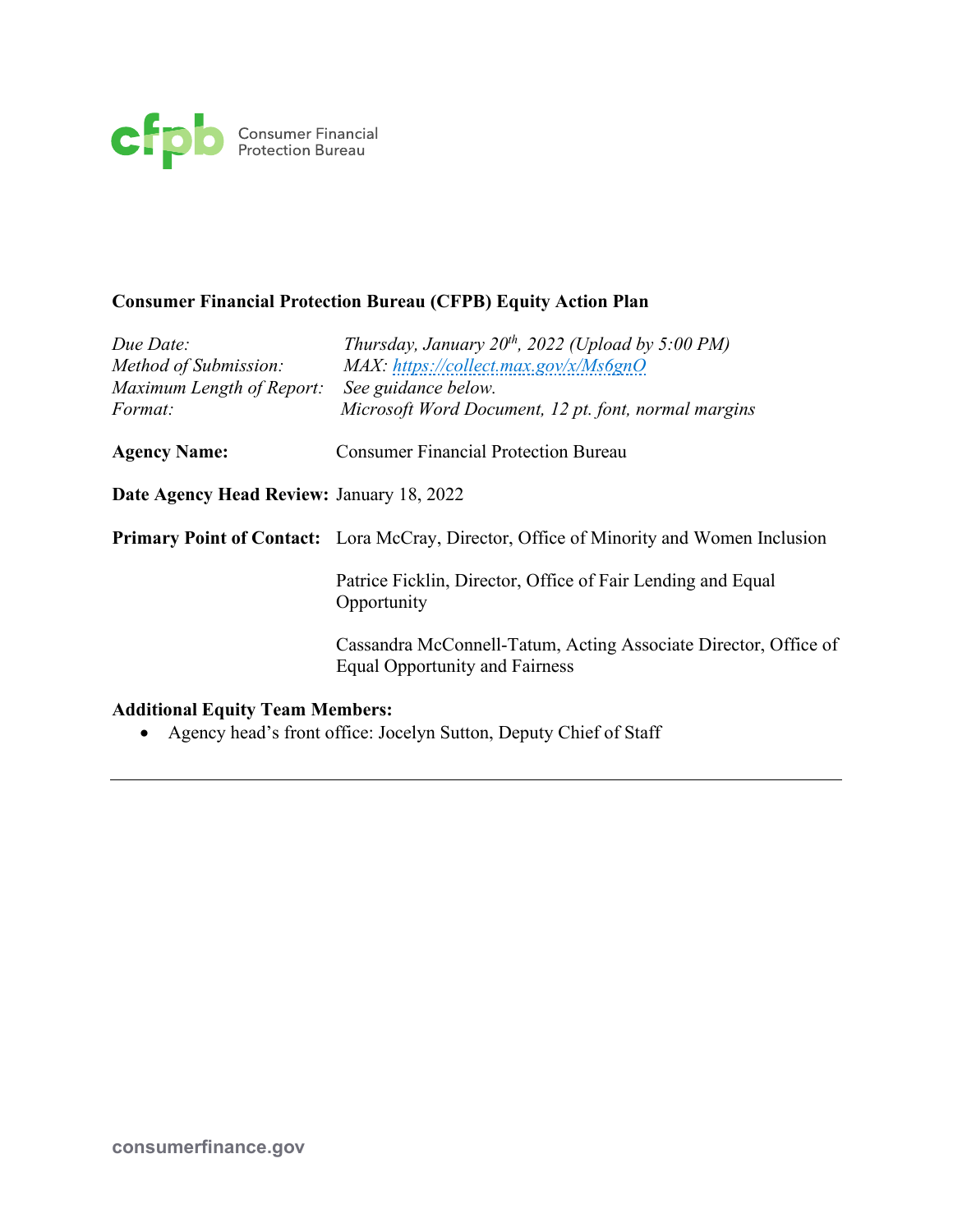Consumer Financial Protection Bureau

**Consumer Financial Protection Bureau (CFPB) Equity Action Plan**

| | |
|---|---|
| *Due Date:* | *Thursday, January 20th, 2022 (Upload by 5:00 PM)* |
| *Method of Submission:* | *MAX: https://collect.max.gov/x/Ms6gnO* |
| *Maximum Length of Report:* | *See guidance below.* |
| *Format:* | *Microsoft Word Document, 12 pt. font, normal margins* |

**Agency Name:** Consumer Financial Protection Bureau

**Date Agency Head Review:** January 18, 2022

**Primary Point of Contact:** Lora McCray, Director, Office of Minority and Women Inclusion

Patrice Ficklin, Director, Office of Fair Lending and Equal Opportunity

Cassandra McConnell-Tatum, Acting Associate Director, Office of Equal Opportunity and Fairness

**Additional Equity Team Members:**

- Agency head's front office: Jocelyn Sutton, Deputy Chief of Staff

---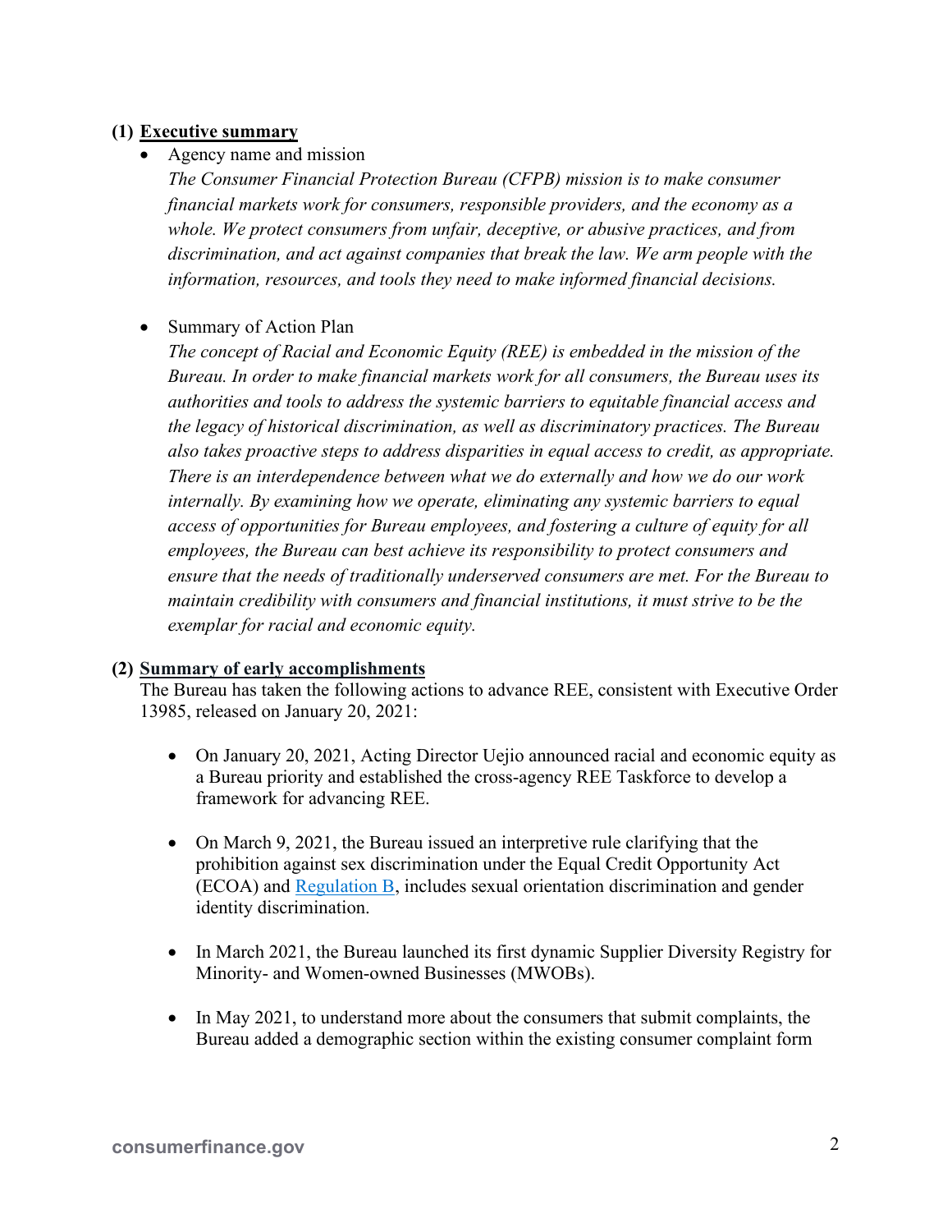## (1) Executive summary

- Agency name and mission

  *The Consumer Financial Protection Bureau (CFPB) mission is to make consumer financial markets work for consumers, responsible providers, and the economy as a whole. We protect consumers from unfair, deceptive, or abusive practices, and from discrimination, and act against companies that break the law. We arm people with the information, resources, and tools they need to make informed financial decisions.*

- Summary of Action Plan

  *The concept of Racial and Economic Equity (REE) is embedded in the mission of the Bureau. In order to make financial markets work for all consumers, the Bureau uses its authorities and tools to address the systemic barriers to equitable financial access and the legacy of historical discrimination, as well as discriminatory practices. The Bureau also takes proactive steps to address disparities in equal access to credit, as appropriate. There is an interdependence between what we do externally and how we do our work internally. By examining how we operate, eliminating any systemic barriers to equal access of opportunities for Bureau employees, and fostering a culture of equity for all employees, the Bureau can best achieve its responsibility to protect consumers and ensure that the needs of traditionally underserved consumers are met. For the Bureau to maintain credibility with consumers and financial institutions, it must strive to be the exemplar for racial and economic equity.*

## (2) Summary of early accomplishments

The Bureau has taken the following actions to advance REE, consistent with Executive Order 13985, released on January 20, 2021:

- On January 20, 2021, Acting Director Uejio announced racial and economic equity as a Bureau priority and established the cross-agency REE Taskforce to develop a framework for advancing REE.

- On March 9, 2021, the Bureau issued an interpretive rule clarifying that the prohibition against sex discrimination under the Equal Credit Opportunity Act (ECOA) and Regulation B, includes sexual orientation discrimination and gender identity discrimination.

- In March 2021, the Bureau launched its first dynamic Supplier Diversity Registry for Minority- and Women-owned Businesses (MWOBs).

- In May 2021, to understand more about the consumers that submit complaints, the Bureau added a demographic section within the existing consumer complaint form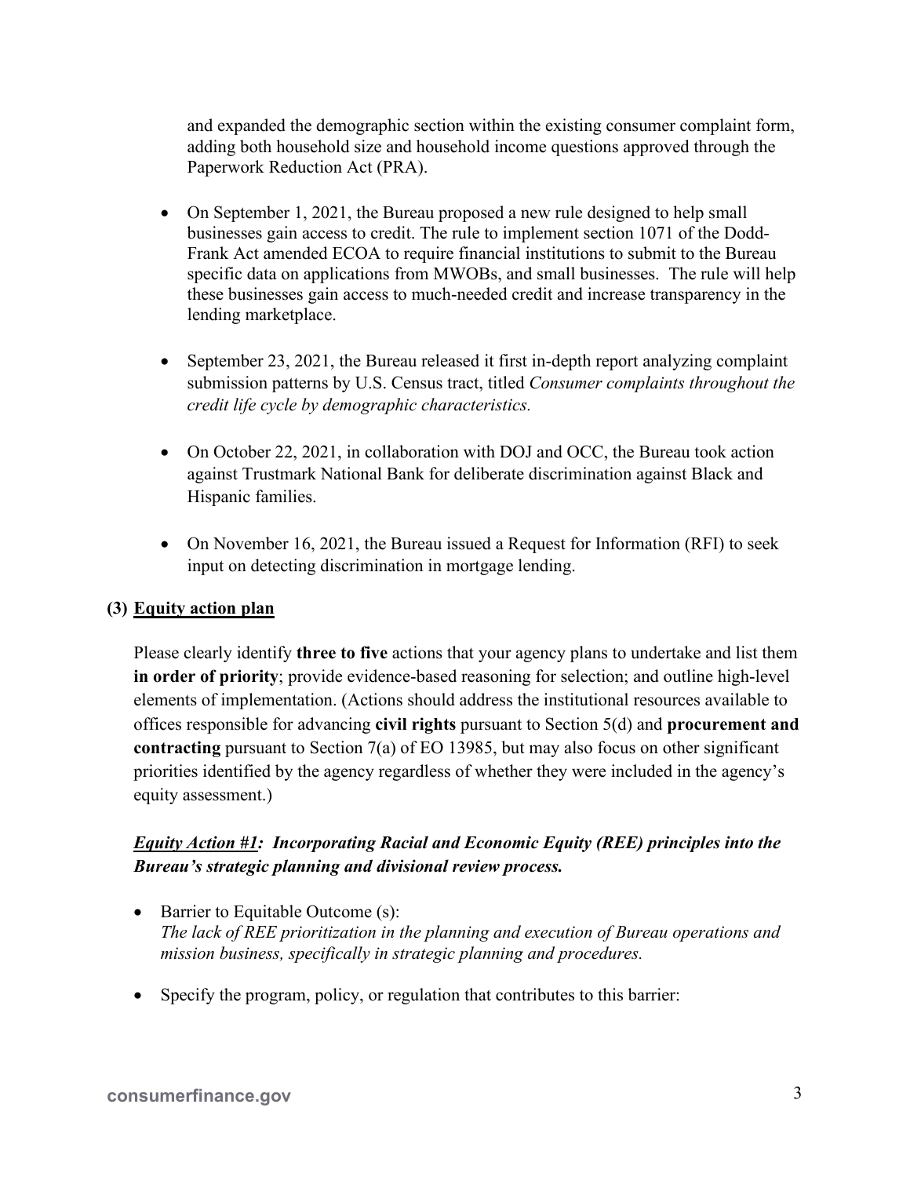and expanded the demographic section within the existing consumer complaint form, adding both household size and household income questions approved through the Paperwork Reduction Act (PRA).

- On September 1, 2021, the Bureau proposed a new rule designed to help small businesses gain access to credit. The rule to implement section 1071 of the Dodd-Frank Act amended ECOA to require financial institutions to submit to the Bureau specific data on applications from MWOBs, and small businesses. The rule will help these businesses gain access to much-needed credit and increase transparency in the lending marketplace.

- September 23, 2021, the Bureau released it first in-depth report analyzing complaint submission patterns by U.S. Census tract, titled *Consumer complaints throughout the credit life cycle by demographic characteristics.*

- On October 22, 2021, in collaboration with DOJ and OCC, the Bureau took action against Trustmark National Bank for deliberate discrimination against Black and Hispanic families.

- On November 16, 2021, the Bureau issued a Request for Information (RFI) to seek input on detecting discrimination in mortgage lending.

### (3) <u>Equity action plan</u>

Please clearly identify **three to five** actions that your agency plans to undertake and list them **in order of priority**; provide evidence-based reasoning for selection; and outline high-level elements of implementation. (Actions should address the institutional resources available to offices responsible for advancing **civil rights** pursuant to Section 5(d) and **procurement and contracting** pursuant to Section 7(a) of EO 13985, but may also focus on other significant priorities identified by the agency regardless of whether they were included in the agency's equity assessment.)

#### ***<u>Equity Action #1</u>: Incorporating Racial and Economic Equity (REE) principles into the Bureau's strategic planning and divisional review process.***

- Barrier to Equitable Outcome (s):
  *The lack of REE prioritization in the planning and execution of Bureau operations and mission business, specifically in strategic planning and procedures.*

- Specify the program, policy, or regulation that contributes to this barrier: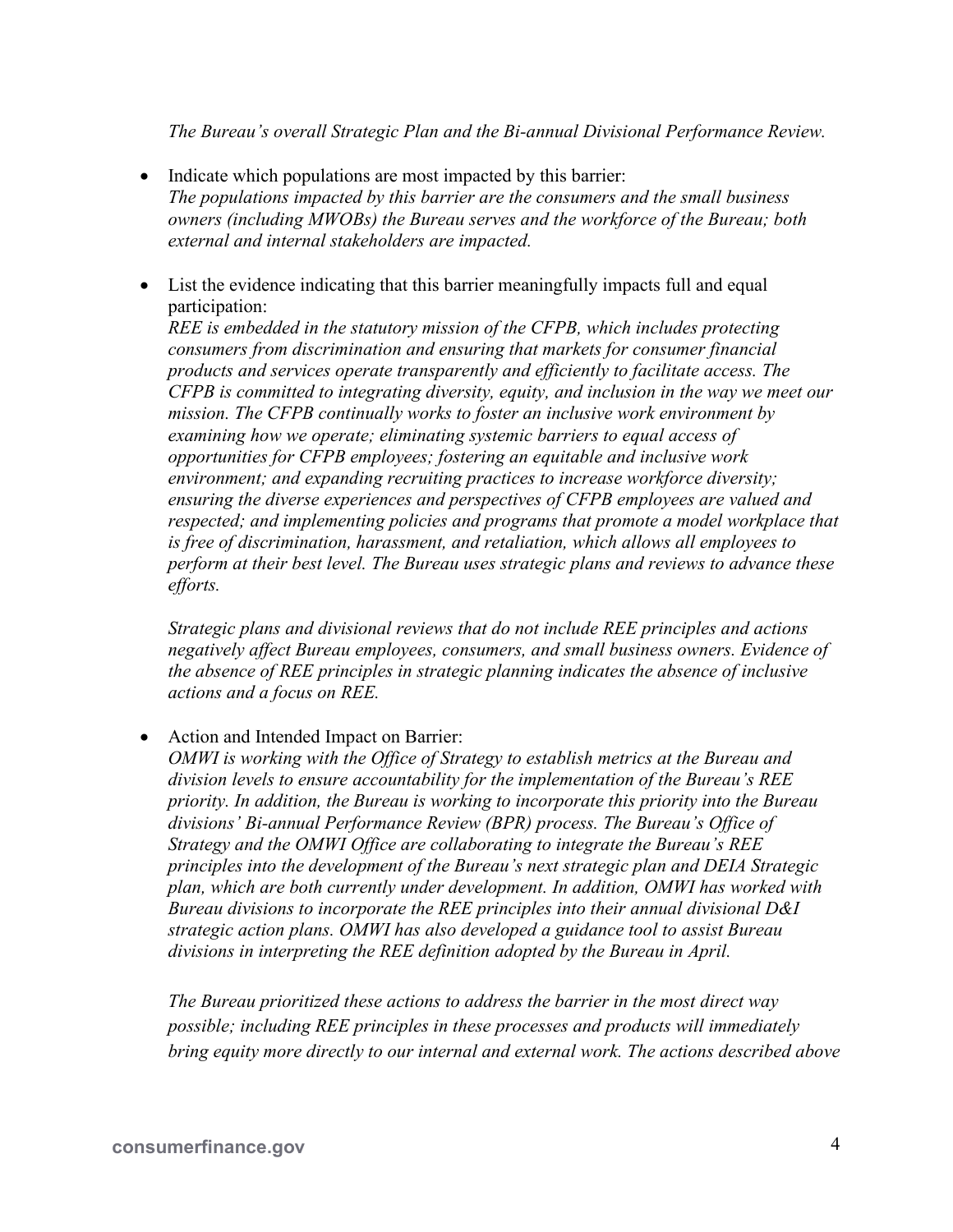*The Bureau's overall Strategic Plan and the Bi-annual Divisional Performance Review.*

- Indicate which populations are most impacted by this barrier:
  *The populations impacted by this barrier are the consumers and the small business owners (including MWOBs) the Bureau serves and the workforce of the Bureau; both external and internal stakeholders are impacted.*

- List the evidence indicating that this barrier meaningfully impacts full and equal participation:
  *REE is embedded in the statutory mission of the CFPB, which includes protecting consumers from discrimination and ensuring that markets for consumer financial products and services operate transparently and efficiently to facilitate access. The CFPB is committed to integrating diversity, equity, and inclusion in the way we meet our mission. The CFPB continually works to foster an inclusive work environment by examining how we operate; eliminating systemic barriers to equal access of opportunities for CFPB employees; fostering an equitable and inclusive work environment; and expanding recruiting practices to increase workforce diversity; ensuring the diverse experiences and perspectives of CFPB employees are valued and respected; and implementing policies and programs that promote a model workplace that is free of discrimination, harassment, and retaliation, which allows all employees to perform at their best level. The Bureau uses strategic plans and reviews to advance these efforts.*

  *Strategic plans and divisional reviews that do not include REE principles and actions negatively affect Bureau employees, consumers, and small business owners. Evidence of the absence of REE principles in strategic planning indicates the absence of inclusive actions and a focus on REE.*

- Action and Intended Impact on Barrier:
  *OMWI is working with the Office of Strategy to establish metrics at the Bureau and division levels to ensure accountability for the implementation of the Bureau's REE priority. In addition, the Bureau is working to incorporate this priority into the Bureau divisions' Bi-annual Performance Review (BPR) process. The Bureau's Office of Strategy and the OMWI Office are collaborating to integrate the Bureau's REE principles into the development of the Bureau's next strategic plan and DEIA Strategic plan, which are both currently under development. In addition, OMWI has worked with Bureau divisions to incorporate the REE principles into their annual divisional D&I strategic action plans. OMWI has also developed a guidance tool to assist Bureau divisions in interpreting the REE definition adopted by the Bureau in April.*

  *The Bureau prioritized these actions to address the barrier in the most direct way possible; including REE principles in these processes and products will immediately bring equity more directly to our internal and external work. The actions described above*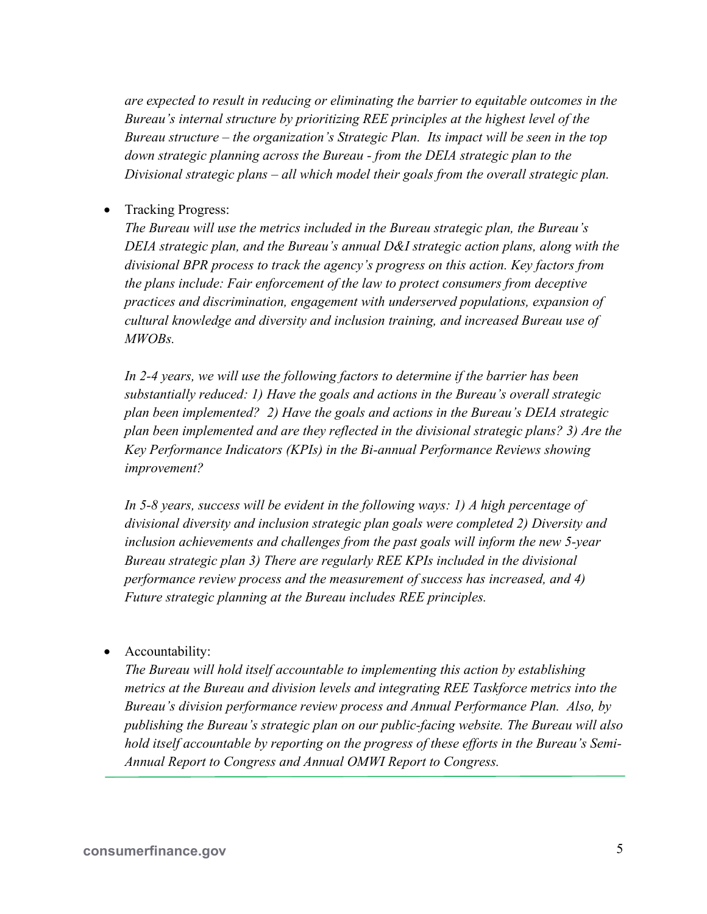*are expected to result in reducing or eliminating the barrier to equitable outcomes in the Bureau's internal structure by prioritizing REE principles at the highest level of the Bureau structure – the organization's Strategic Plan. Its impact will be seen in the top down strategic planning across the Bureau - from the DEIA strategic plan to the Divisional strategic plans – all which model their goals from the overall strategic plan.*

- Tracking Progress:
  *The Bureau will use the metrics included in the Bureau strategic plan, the Bureau's DEIA strategic plan, and the Bureau's annual D&I strategic action plans, along with the divisional BPR process to track the agency's progress on this action. Key factors from the plans include: Fair enforcement of the law to protect consumers from deceptive practices and discrimination, engagement with underserved populations, expansion of cultural knowledge and diversity and inclusion training, and increased Bureau use of MWOBs.*

  *In 2-4 years, we will use the following factors to determine if the barrier has been substantially reduced: 1) Have the goals and actions in the Bureau's overall strategic plan been implemented? 2) Have the goals and actions in the Bureau's DEIA strategic plan been implemented and are they reflected in the divisional strategic plans? 3) Are the Key Performance Indicators (KPIs) in the Bi-annual Performance Reviews showing improvement?*

  *In 5-8 years, success will be evident in the following ways: 1) A high percentage of divisional diversity and inclusion strategic plan goals were completed 2) Diversity and inclusion achievements and challenges from the past goals will inform the new 5-year Bureau strategic plan 3) There are regularly REE KPIs included in the divisional performance review process and the measurement of success has increased, and 4) Future strategic planning at the Bureau includes REE principles.*

- Accountability:
  *The Bureau will hold itself accountable to implementing this action by establishing metrics at the Bureau and division levels and integrating REE Taskforce metrics into the Bureau's division performance review process and Annual Performance Plan. Also, by publishing the Bureau's strategic plan on our public-facing website. The Bureau will also hold itself accountable by reporting on the progress of these efforts in the Bureau's Semi-Annual Report to Congress and Annual OMWI Report to Congress.*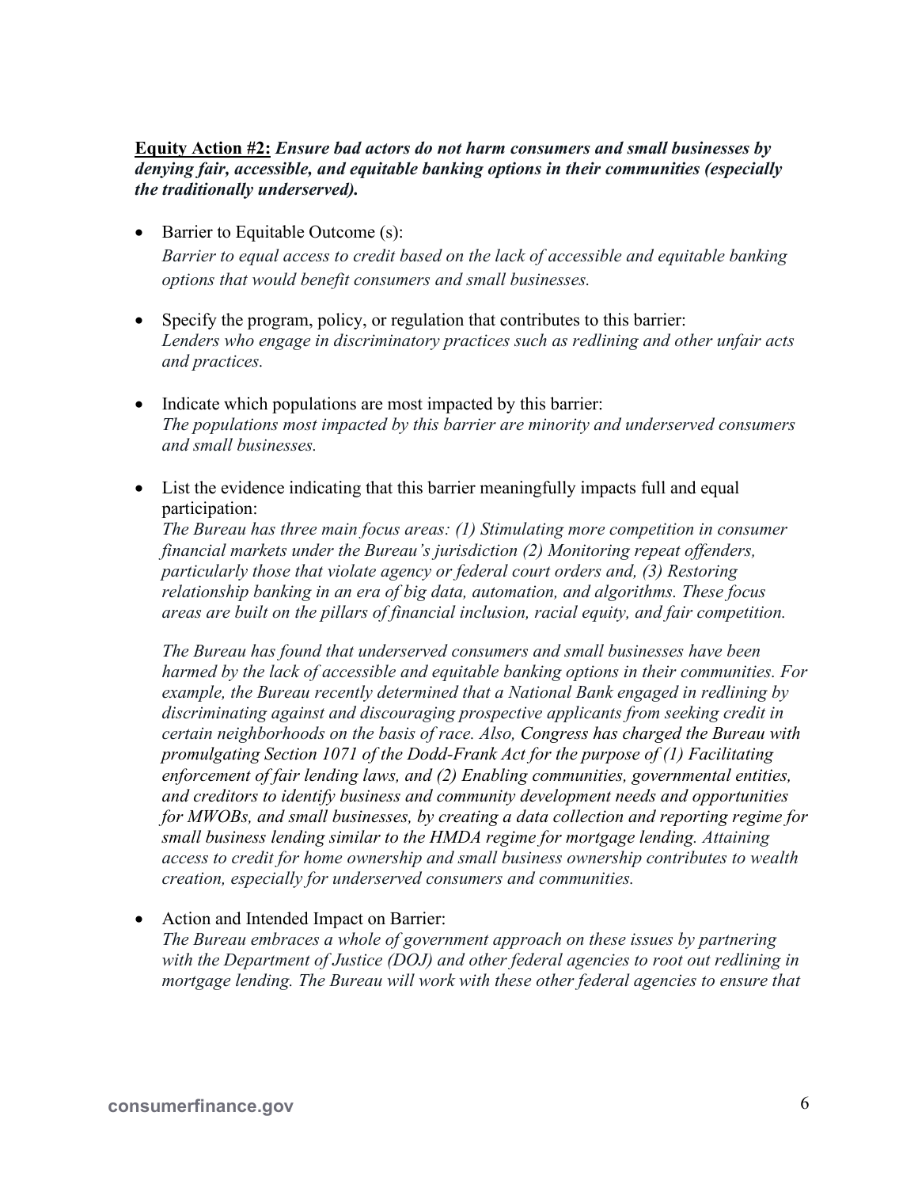**Equity Action #2:** ***Ensure bad actors do not harm consumers and small businesses by denying fair, accessible, and equitable banking options in their communities (especially the traditionally underserved).***

- Barrier to Equitable Outcome (s):
  *Barrier to equal access to credit based on the lack of accessible and equitable banking options that would benefit consumers and small businesses.*

- Specify the program, policy, or regulation that contributes to this barrier:
  *Lenders who engage in discriminatory practices such as redlining and other unfair acts and practices.*

- Indicate which populations are most impacted by this barrier:
  *The populations most impacted by this barrier are minority and underserved consumers and small businesses.*

- List the evidence indicating that this barrier meaningfully impacts full and equal participation:
  *The Bureau has three main focus areas: (1) Stimulating more competition in consumer financial markets under the Bureau's jurisdiction (2) Monitoring repeat offenders, particularly those that violate agency or federal court orders and, (3) Restoring relationship banking in an era of big data, automation, and algorithms. These focus areas are built on the pillars of financial inclusion, racial equity, and fair competition.*

  *The Bureau has found that underserved consumers and small businesses have been harmed by the lack of accessible and equitable banking options in their communities. For example, the Bureau recently determined that a National Bank engaged in redlining by discriminating against and discouraging prospective applicants from seeking credit in certain neighborhoods on the basis of race. Also, Congress has charged the Bureau with promulgating Section 1071 of the Dodd-Frank Act for the purpose of (1) Facilitating enforcement of fair lending laws, and (2) Enabling communities, governmental entities, and creditors to identify business and community development needs and opportunities for MWOBs, and small businesses, by creating a data collection and reporting regime for small business lending similar to the HMDA regime for mortgage lending. Attaining access to credit for home ownership and small business ownership contributes to wealth creation, especially for underserved consumers and communities.*

- Action and Intended Impact on Barrier:
  *The Bureau embraces a whole of government approach on these issues by partnering with the Department of Justice (DOJ) and other federal agencies to root out redlining in mortgage lending. The Bureau will work with these other federal agencies to ensure that*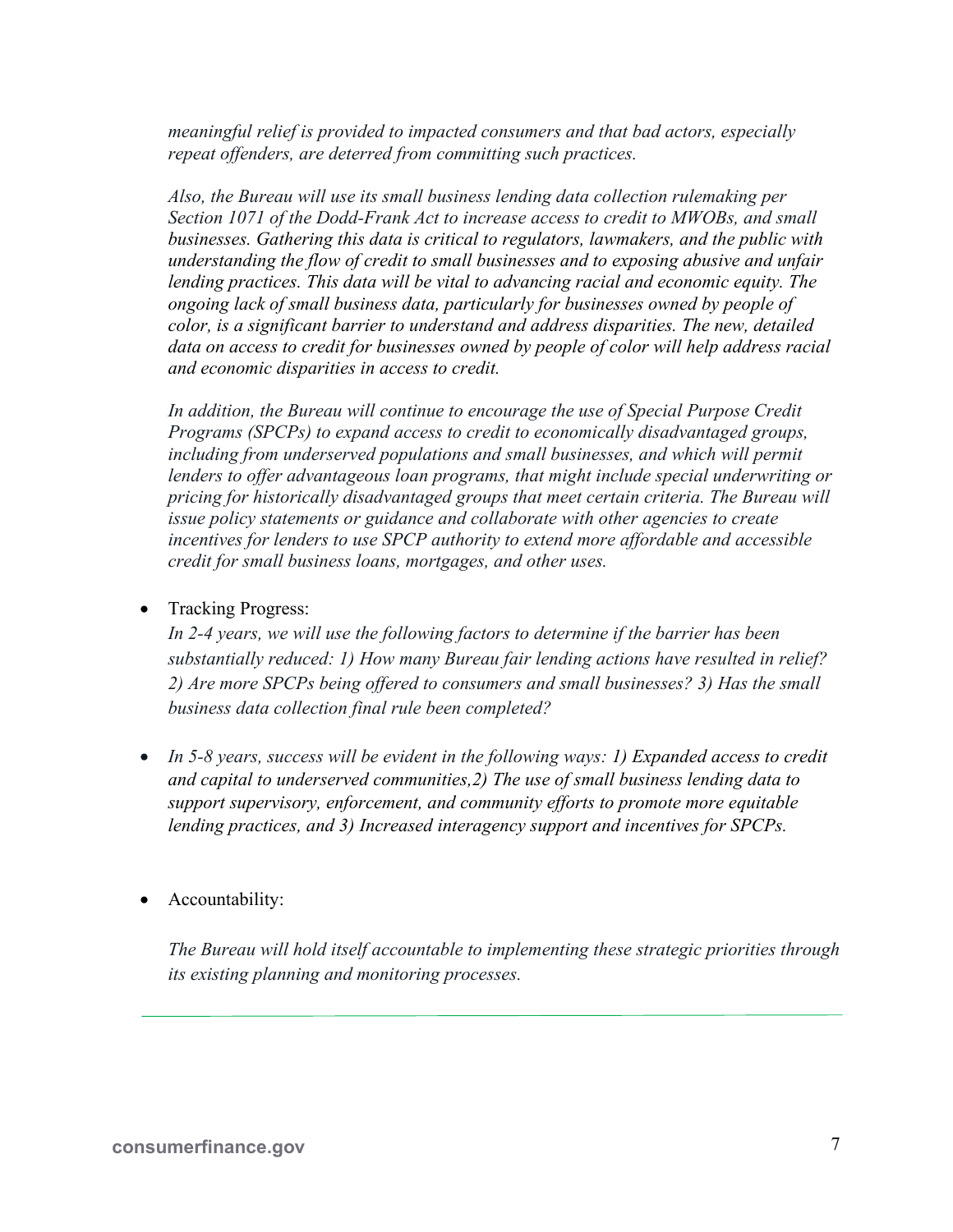*meaningful relief is provided to impacted consumers and that bad actors, especially repeat offenders, are deterred from committing such practices.*

*Also, the Bureau will use its small business lending data collection rulemaking per Section 1071 of the Dodd-Frank Act to increase access to credit to MWOBs, and small businesses. Gathering this data is critical to regulators, lawmakers, and the public with understanding the flow of credit to small businesses and to exposing abusive and unfair lending practices. This data will be vital to advancing racial and economic equity. The ongoing lack of small business data, particularly for businesses owned by people of color, is a significant barrier to understand and address disparities. The new, detailed data on access to credit for businesses owned by people of color will help address racial and economic disparities in access to credit.*

*In addition, the Bureau will continue to encourage the use of Special Purpose Credit Programs (SPCPs) to expand access to credit to economically disadvantaged groups, including from underserved populations and small businesses, and which will permit lenders to offer advantageous loan programs, that might include special underwriting or pricing for historically disadvantaged groups that meet certain criteria. The Bureau will issue policy statements or guidance and collaborate with other agencies to create incentives for lenders to use SPCP authority to extend more affordable and accessible credit for small business loans, mortgages, and other uses.*

- Tracking Progress:
  *In 2-4 years, we will use the following factors to determine if the barrier has been substantially reduced: 1) How many Bureau fair lending actions have resulted in relief? 2) Are more SPCPs being offered to consumers and small businesses? 3) Has the small business data collection final rule been completed?*

- *In 5-8 years, success will be evident in the following ways: 1) Expanded access to credit and capital to underserved communities,2) The use of small business lending data to support supervisory, enforcement, and community efforts to promote more equitable lending practices, and 3) Increased interagency support and incentives for SPCPs.*

- Accountability:

  *The Bureau will hold itself accountable to implementing these strategic priorities through its existing planning and monitoring processes.*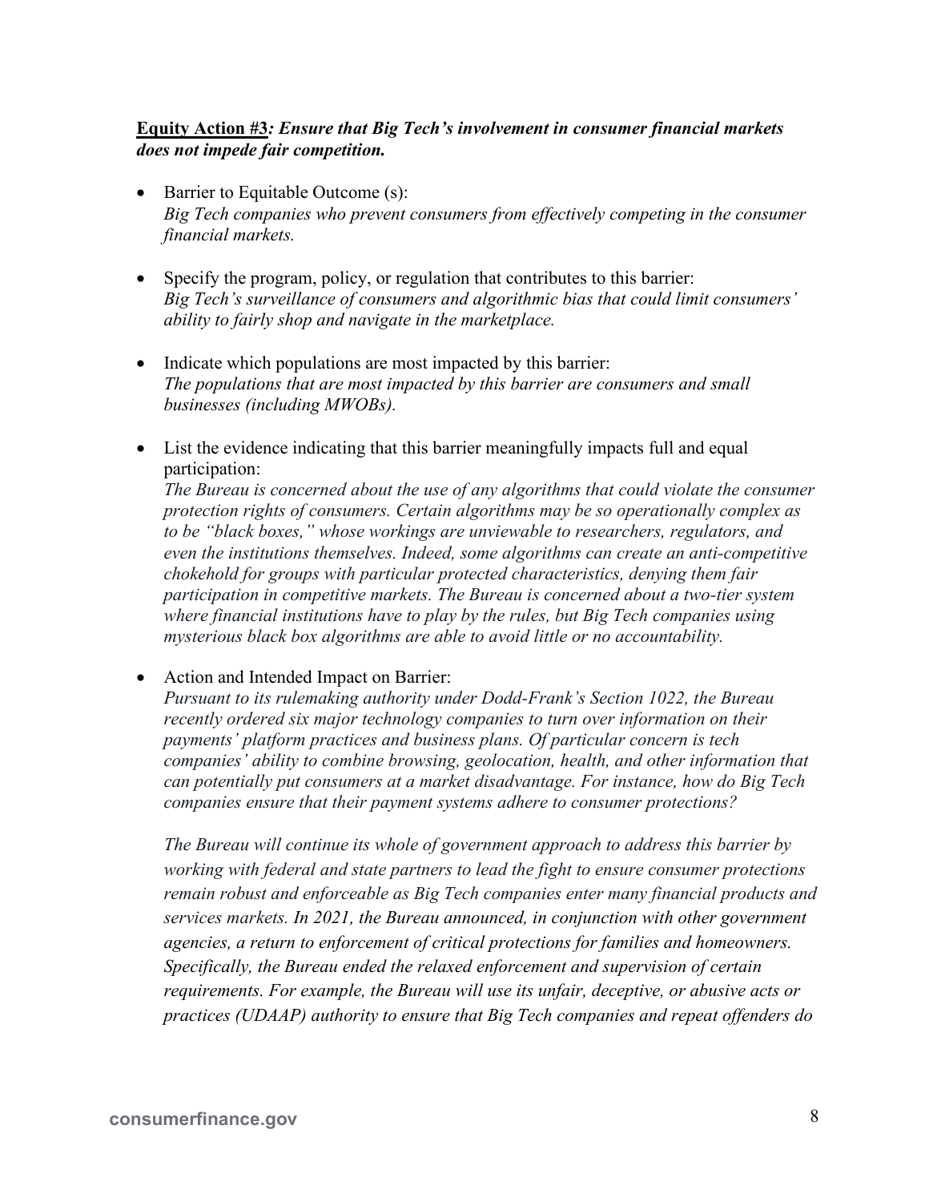**<u>Equity Action #3</u>*: Ensure that Big Tech's involvement in consumer financial markets does not impede fair competition.***

- Barrier to Equitable Outcome (s):
  *Big Tech companies who prevent consumers from effectively competing in the consumer financial markets.*

- Specify the program, policy, or regulation that contributes to this barrier:
  *Big Tech's surveillance of consumers and algorithmic bias that could limit consumers' ability to fairly shop and navigate in the marketplace.*

- Indicate which populations are most impacted by this barrier:
  *The populations that are most impacted by this barrier are consumers and small businesses (including MWOBs).*

- List the evidence indicating that this barrier meaningfully impacts full and equal participation:
  *The Bureau is concerned about the use of any algorithms that could violate the consumer protection rights of consumers. Certain algorithms may be so operationally complex as to be "black boxes," whose workings are unviewable to researchers, regulators, and even the institutions themselves. Indeed, some algorithms can create an anti-competitive chokehold for groups with particular protected characteristics, denying them fair participation in competitive markets. The Bureau is concerned about a two-tier system where financial institutions have to play by the rules, but Big Tech companies using mysterious black box algorithms are able to avoid little or no accountability.*

- Action and Intended Impact on Barrier:
  *Pursuant to its rulemaking authority under Dodd-Frank's Section 1022, the Bureau recently ordered six major technology companies to turn over information on their payments' platform practices and business plans. Of particular concern is tech companies' ability to combine browsing, geolocation, health, and other information that can potentially put consumers at a market disadvantage. For instance, how do Big Tech companies ensure that their payment systems adhere to consumer protections?*

  *The Bureau will continue its whole of government approach to address this barrier by working with federal and state partners to lead the fight to ensure consumer protections remain robust and enforceable as Big Tech companies enter many financial products and services markets. In 2021, the Bureau announced, in conjunction with other government agencies, a return to enforcement of critical protections for families and homeowners. Specifically, the Bureau ended the relaxed enforcement and supervision of certain requirements. For example, the Bureau will use its unfair, deceptive, or abusive acts or practices (UDAAP) authority to ensure that Big Tech companies and repeat offenders do*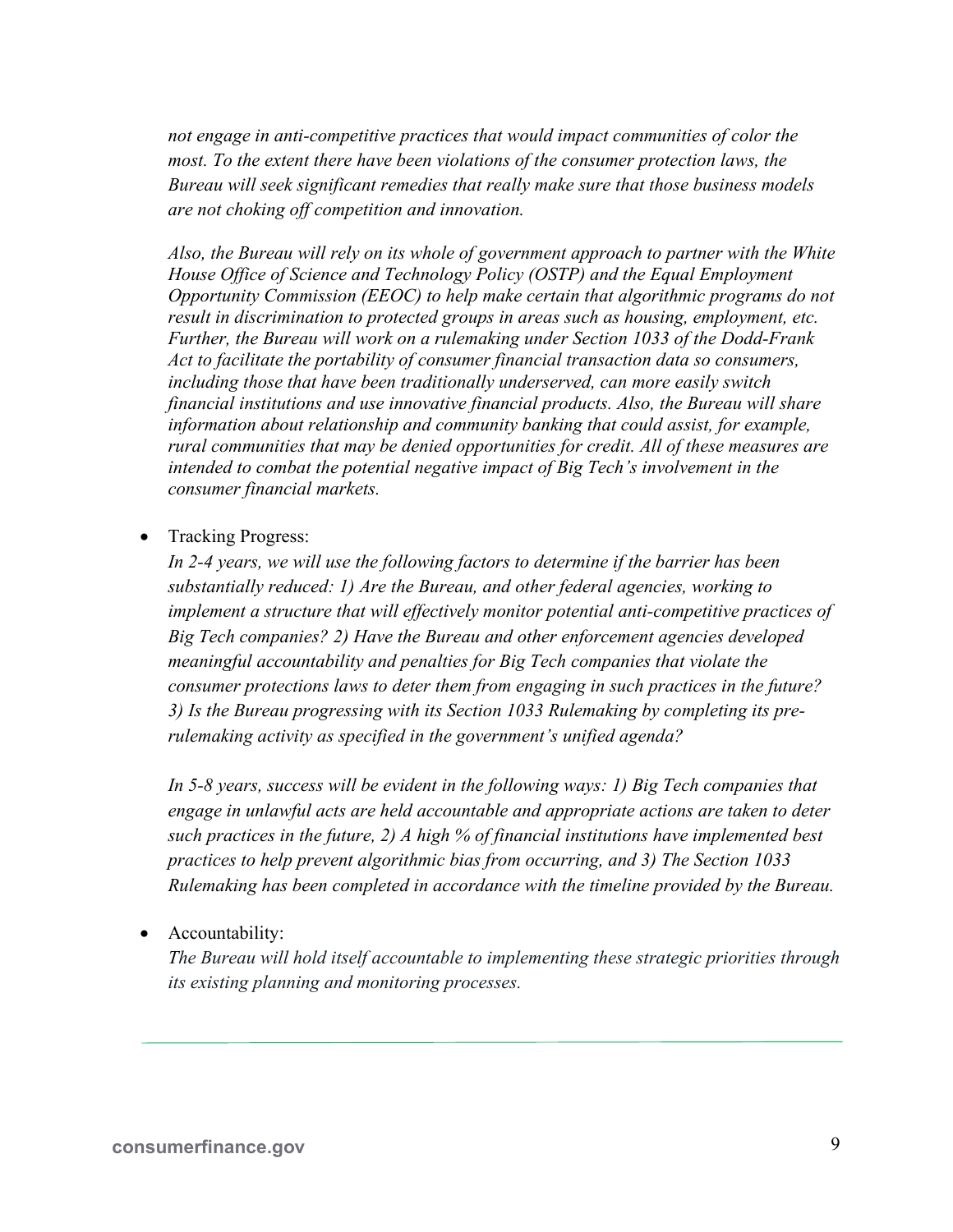*not engage in anti-competitive practices that would impact communities of color the most. To the extent there have been violations of the consumer protection laws, the Bureau will seek significant remedies that really make sure that those business models are not choking off competition and innovation.*

*Also, the Bureau will rely on its whole of government approach to partner with the White House Office of Science and Technology Policy (OSTP) and the Equal Employment Opportunity Commission (EEOC) to help make certain that algorithmic programs do not result in discrimination to protected groups in areas such as housing, employment, etc. Further, the Bureau will work on a rulemaking under Section 1033 of the Dodd-Frank Act to facilitate the portability of consumer financial transaction data so consumers, including those that have been traditionally underserved, can more easily switch financial institutions and use innovative financial products. Also, the Bureau will share information about relationship and community banking that could assist, for example, rural communities that may be denied opportunities for credit. All of these measures are intended to combat the potential negative impact of Big Tech's involvement in the consumer financial markets.*

- Tracking Progress:
  *In 2-4 years, we will use the following factors to determine if the barrier has been substantially reduced: 1) Are the Bureau, and other federal agencies, working to implement a structure that will effectively monitor potential anti-competitive practices of Big Tech companies? 2) Have the Bureau and other enforcement agencies developed meaningful accountability and penalties for Big Tech companies that violate the consumer protections laws to deter them from engaging in such practices in the future? 3) Is the Bureau progressing with its Section 1033 Rulemaking by completing its pre-rulemaking activity as specified in the government's unified agenda?*

  *In 5-8 years, success will be evident in the following ways: 1) Big Tech companies that engage in unlawful acts are held accountable and appropriate actions are taken to deter such practices in the future, 2) A high % of financial institutions have implemented best practices to help prevent algorithmic bias from occurring, and 3) The Section 1033 Rulemaking has been completed in accordance with the timeline provided by the Bureau.*

- Accountability:
  *The Bureau will hold itself accountable to implementing these strategic priorities through its existing planning and monitoring processes.*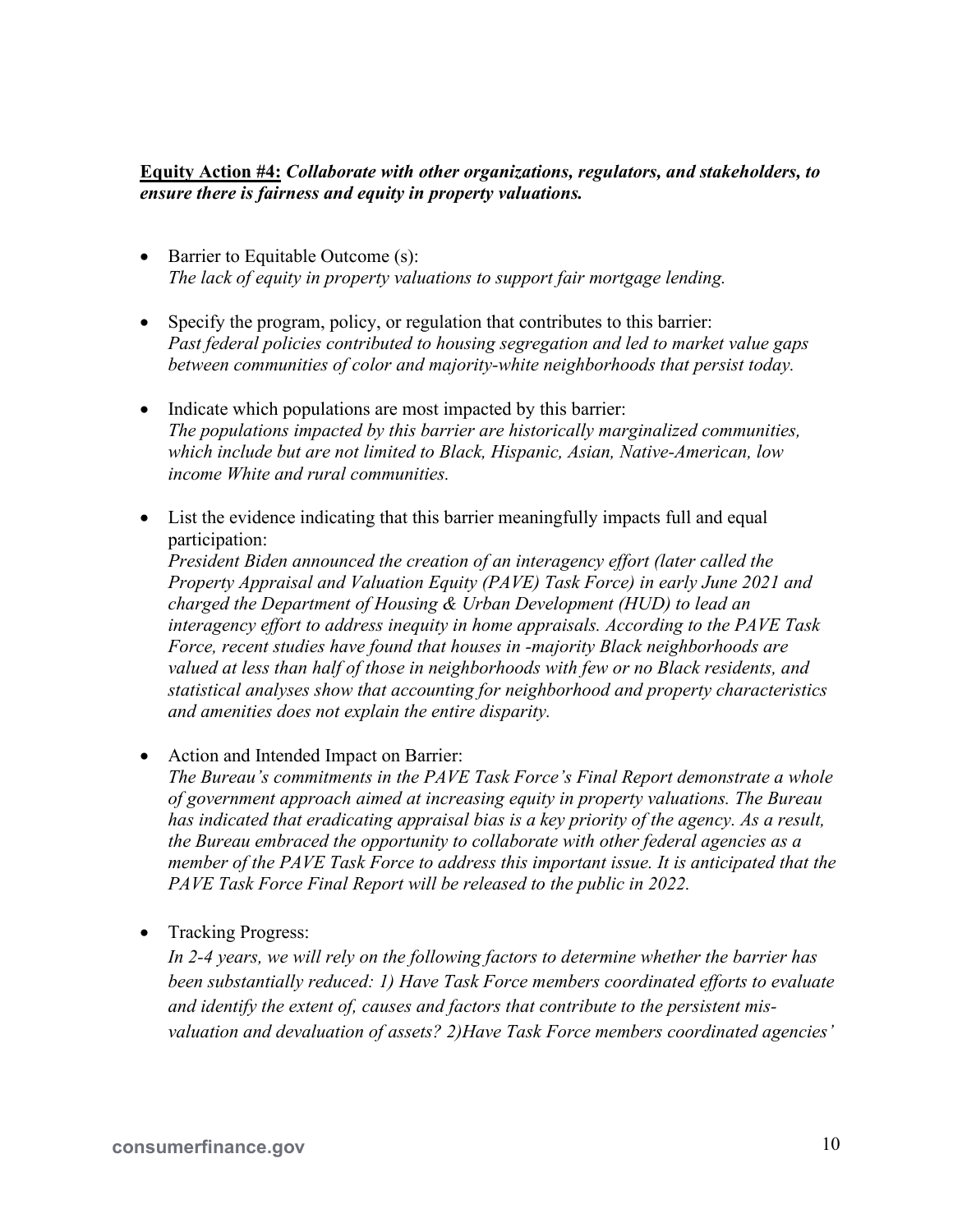**<u>Equity Action #4:</u>** ***Collaborate with other organizations, regulators, and stakeholders, to ensure there is fairness and equity in property valuations.***

- Barrier to Equitable Outcome (s):
  *The lack of equity in property valuations to support fair mortgage lending.*

- Specify the program, policy, or regulation that contributes to this barrier:
  *Past federal policies contributed to housing segregation and led to market value gaps between communities of color and majority-white neighborhoods that persist today.*

- Indicate which populations are most impacted by this barrier:
  *The populations impacted by this barrier are historically marginalized communities, which include but are not limited to Black, Hispanic, Asian, Native-American, low income White and rural communities.*

- List the evidence indicating that this barrier meaningfully impacts full and equal participation:
  *President Biden announced the creation of an interagency effort (later called the Property Appraisal and Valuation Equity (PAVE) Task Force) in early June 2021 and charged the Department of Housing & Urban Development (HUD) to lead an interagency effort to address inequity in home appraisals. According to the PAVE Task Force, recent studies have found that houses in -majority Black neighborhoods are valued at less than half of those in neighborhoods with few or no Black residents, and statistical analyses show that accounting for neighborhood and property characteristics and amenities does not explain the entire disparity.*

- Action and Intended Impact on Barrier:
  *The Bureau's commitments in the PAVE Task Force's Final Report demonstrate a whole of government approach aimed at increasing equity in property valuations. The Bureau has indicated that eradicating appraisal bias is a key priority of the agency. As a result, the Bureau embraced the opportunity to collaborate with other federal agencies as a member of the PAVE Task Force to address this important issue. It is anticipated that the PAVE Task Force Final Report will be released to the public in 2022.*

- Tracking Progress:
  *In 2-4 years, we will rely on the following factors to determine whether the barrier has been substantially reduced: 1) Have Task Force members coordinated efforts to evaluate and identify the extent of, causes and factors that contribute to the persistent mis-valuation and devaluation of assets? 2)Have Task Force members coordinated agencies'*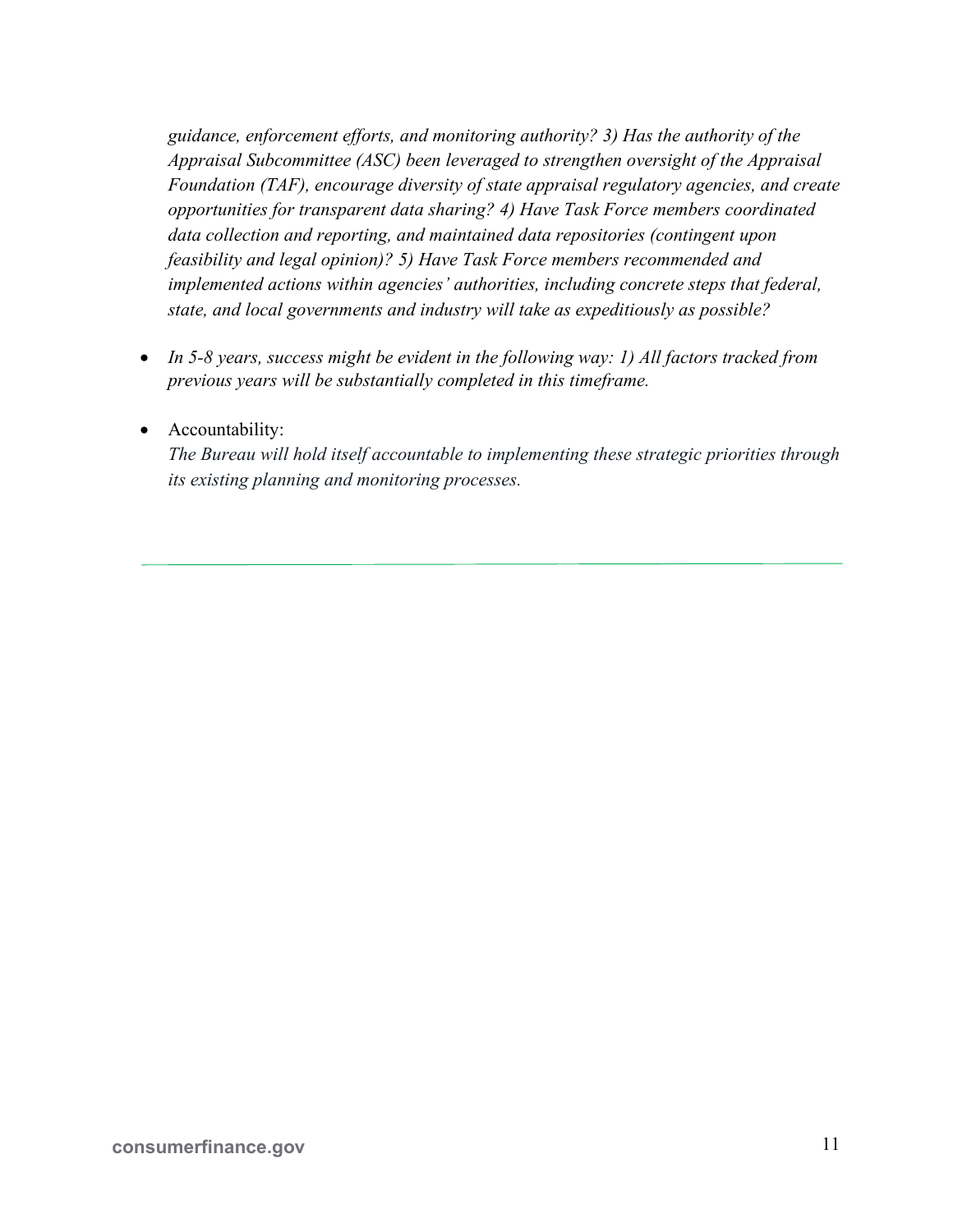*guidance, enforcement efforts, and monitoring authority? 3) Has the authority of the Appraisal Subcommittee (ASC) been leveraged to strengthen oversight of the Appraisal Foundation (TAF), encourage diversity of state appraisal regulatory agencies, and create opportunities for transparent data sharing? 4) Have Task Force members coordinated data collection and reporting, and maintained data repositories (contingent upon feasibility and legal opinion)? 5) Have Task Force members recommended and implemented actions within agencies' authorities, including concrete steps that federal, state, and local governments and industry will take as expeditiously as possible?*

- *In 5-8 years, success might be evident in the following way: 1) All factors tracked from previous years will be substantially completed in this timeframe.*

- Accountability:
  *The Bureau will hold itself accountable to implementing these strategic priorities through its existing planning and monitoring processes.*